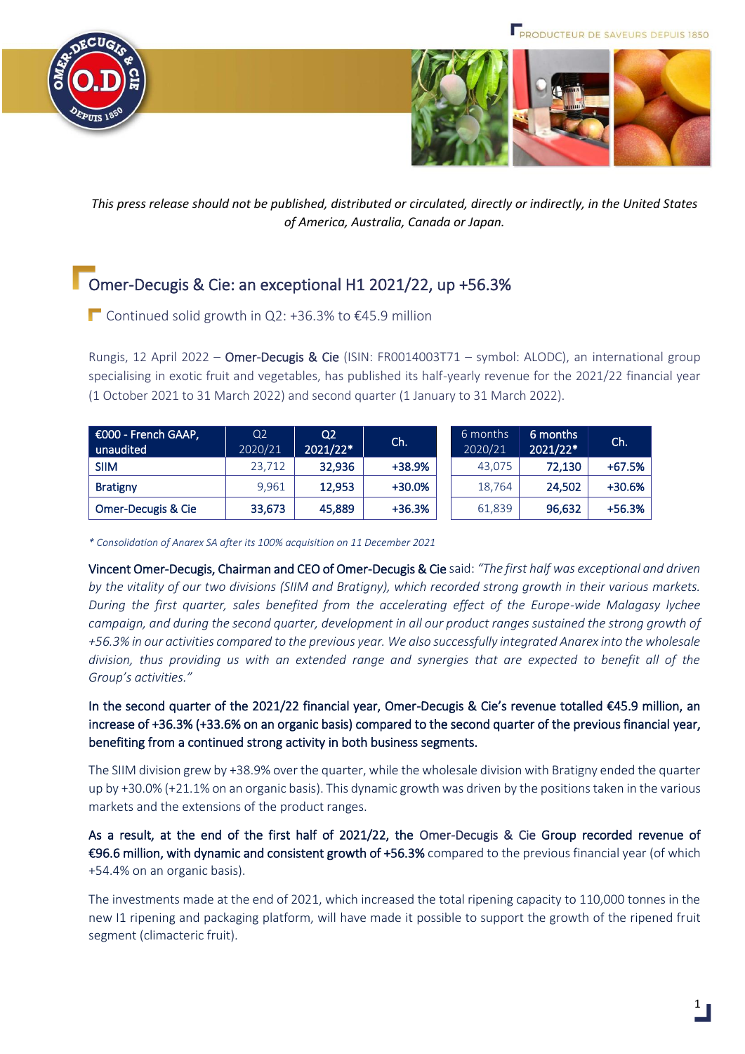*This press release should not be published, distributed or circulated, directly or indirectly, in the United States of America, Australia, Canada or Japan.*

# Omer-Decugis & Cie: an exceptional H1 2021/22, up +56.3%

## Continued solid growth in Q2: +36.3% to €45.9 million

Rungis, 12 April 2022 – **Omer-Decugis & Cie** (ISIN: FR0014003T71 – symbol: ALODC), an international group specialising in exotic fruit and vegetables, has published its half-yearly revenue for the 2021/22 financial year (1 October 2021 to 31 March 2022) and second quarter (1 January to 31 March 2022).

| €000 - French GAAP, unaudited | Q2 2020/21 | Q2 2021/22* | Ch. | 6 months 2020/21 | 6 months 2021/22* | Ch. |
|---|---|---|---|---|---|---|
| SIIM | 23,712 | 32,936 | +38.9% | 43,075 | 72,130 | +67.5% |
| Bratigny | 9,961 | 12,953 | +30.0% | 18,764 | 24,502 | +30.6% |
| Omer-Decugis & Cie | 33,673 | 45,889 | +36.3% | 61,839 | 96,632 | +56.3% |

*\* Consolidation of Anarex SA after its 100% acquisition on 11 December 2021*

**Vincent Omer-Decugis, Chairman and CEO of Omer-Decugis & Cie** said: *"The first half was exceptional and driven by the vitality of our two divisions (SIIM and Bratigny), which recorded strong growth in their various markets. During the first quarter, sales benefited from the accelerating effect of the Europe-wide Malagasy lychee campaign, and during the second quarter, development in all our product ranges sustained the strong growth of +56.3% in our activities compared to the previous year. We also successfully integrated Anarex into the wholesale division, thus providing us with an extended range and synergies that are expected to benefit all of the Group's activities."*

**In the second quarter of the 2021/22 financial year, Omer-Decugis & Cie's revenue totalled €45.9 million, an increase of +36.3% (+33.6% on an organic basis) compared to the second quarter of the previous financial year, benefiting from a continued strong activity in both business segments.**

The SIIM division grew by +38.9% over the quarter, while the wholesale division with Bratigny ended the quarter up by +30.0% (+21.1% on an organic basis). This dynamic growth was driven by the positions taken in the various markets and the extensions of the product ranges.

**As a result, at the end of the first half of 2021/22, the Omer-Decugis & Cie Group recorded revenue of €96.6 million, with dynamic and consistent growth of +56.3%** compared to the previous financial year (of which +54.4% on an organic basis).

The investments made at the end of 2021, which increased the total ripening capacity to 110,000 tonnes in the new I1 ripening and packaging platform, will have made it possible to support the growth of the ripened fruit segment (climacteric fruit).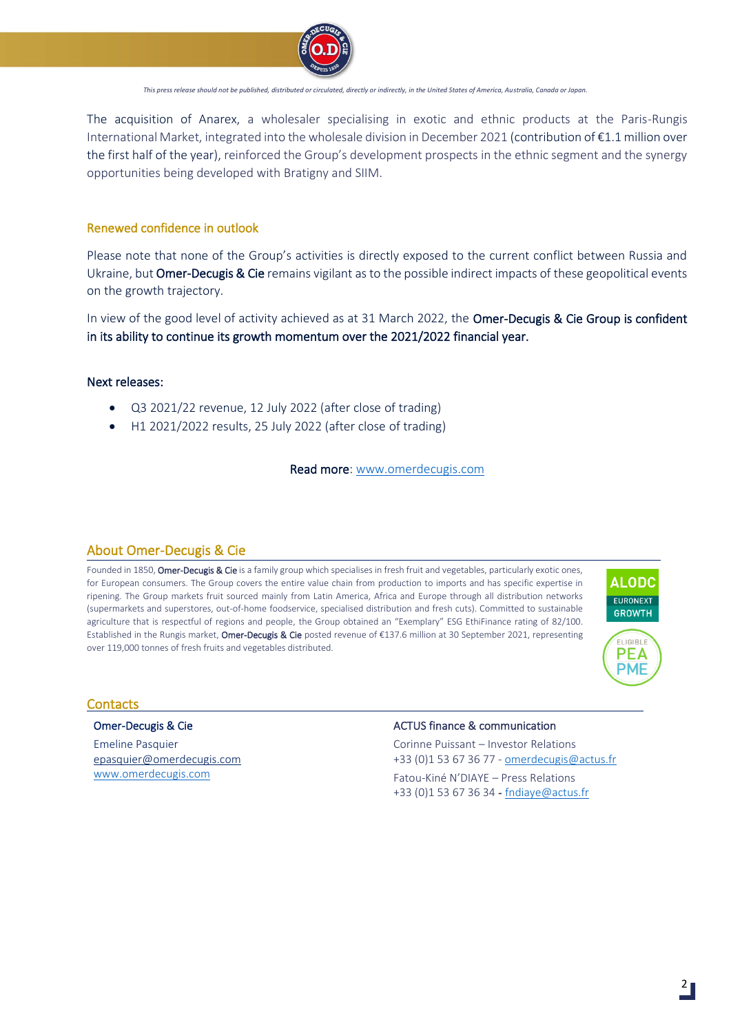*This press release should not be published, distributed or circulated, directly or indirectly, in the United States of America, Australia, Canada or Japan.*

The acquisition of Anarex, a wholesaler specialising in exotic and ethnic products at the Paris-Rungis International Market, integrated into the wholesale division in December 2021 (contribution of €1.1 million over the first half of the year), reinforced the Group's development prospects in the ethnic segment and the synergy opportunities being developed with Bratigny and SIIM.

### Renewed confidence in outlook

Please note that none of the Group's activities is directly exposed to the current conflict between Russia and Ukraine, but **Omer-Decugis & Cie** remains vigilant as to the possible indirect impacts of these geopolitical events on the growth trajectory.

In view of the good level of activity achieved as at 31 March 2022, the **Omer-Decugis & Cie Group is confident in its ability to continue its growth momentum over the 2021/2022 financial year.**

**Next releases:**

- Q3 2021/22 revenue, 12 July 2022 (after close of trading)
- H1 2021/2022 results, 25 July 2022 (after close of trading)

**Read more**: www.omerdecugis.com

## About Omer-Decugis & Cie

Founded in 1850, **Omer-Decugis & Cie** is a family group which specialises in fresh fruit and vegetables, particularly exotic ones, for European consumers. The Group covers the entire value chain from production to imports and has specific expertise in ripening. The Group markets fruit sourced mainly from Latin America, Africa and Europe through all distribution networks (supermarkets and superstores, out-of-home foodservice, specialised distribution and fresh cuts). Committed to sustainable agriculture that is respectful of regions and people, the Group obtained an "Exemplary" ESG EthiFinance rating of 82/100. Established in the Rungis market, **Omer-Decugis & Cie** posted revenue of €137.6 million at 30 September 2021, representing over 119,000 tonnes of fresh fruits and vegetables distributed.

ALODC
EURONEXT GROWTH

ELIGIBLE PEA PME

## Contacts

**Omer-Decugis & Cie**
Emeline Pasquier
epasquier@omerdecugis.com
www.omerdecugis.com

**ACTUS finance & communication**
Corinne Puissant – Investor Relations
+33 (0)1 53 67 36 77 - omerdecugis@actus.fr
Fatou-Kiné N'DIAYE – Press Relations
+33 (0)1 53 67 36 34 - fndiaye@actus.fr